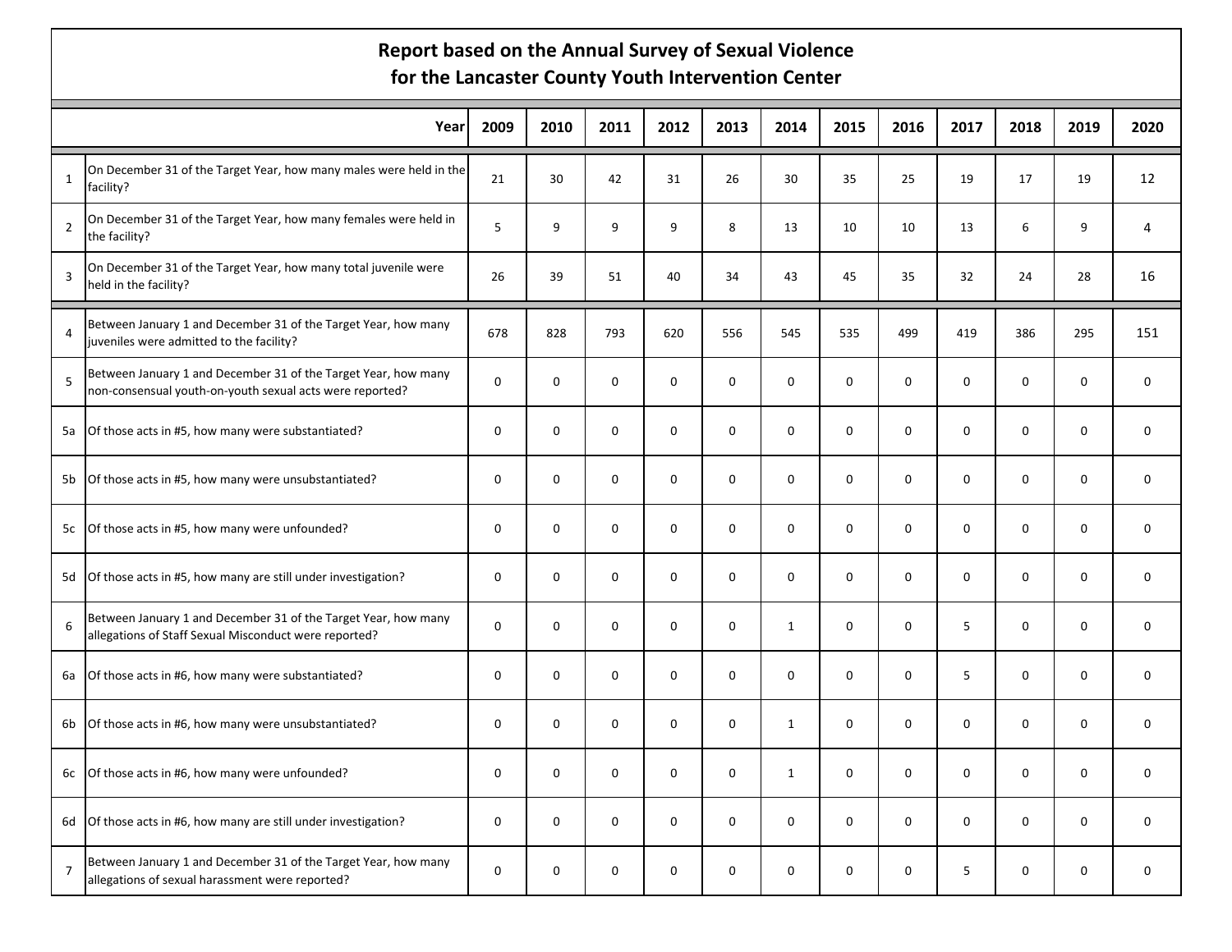# Report based on the Annual Survey of Sexual Violence for the Lancaster County Youth Intervention Center

| | Year | 2009 | 2010 | 2011 | 2012 | 2013 | 2014 | 2015 | 2016 | 2017 | 2018 | 2019 | 2020 |
|---|---|---|---|---|---|---|---|---|---|---|---|---|---|
| 1 | On December 31 of the Target Year, how many males were held in the facility? | 21 | 30 | 42 | 31 | 26 | 30 | 35 | 25 | 19 | 17 | 19 | 12 |
| 2 | On December 31 of the Target Year, how many females were held in the facility? | 5 | 9 | 9 | 9 | 8 | 13 | 10 | 10 | 13 | 6 | 9 | 4 |
| 3 | On December 31 of the Target Year, how many total juvenile were held in the facility? | 26 | 39 | 51 | 40 | 34 | 43 | 45 | 35 | 32 | 24 | 28 | 16 |
| 4 | Between January 1 and December 31 of the Target Year, how many juveniles were admitted to the facility? | 678 | 828 | 793 | 620 | 556 | 545 | 535 | 499 | 419 | 386 | 295 | 151 |
| 5 | Between January 1 and December 31 of the Target Year, how many non-consensual youth-on-youth sexual acts were reported? | 0 | 0 | 0 | 0 | 0 | 0 | 0 | 0 | 0 | 0 | 0 | 0 |
| 5a | Of those acts in #5, how many were substantiated? | 0 | 0 | 0 | 0 | 0 | 0 | 0 | 0 | 0 | 0 | 0 | 0 |
| 5b | Of those acts in #5, how many were unsubstantiated? | 0 | 0 | 0 | 0 | 0 | 0 | 0 | 0 | 0 | 0 | 0 | 0 |
| 5c | Of those acts in #5, how many were unfounded? | 0 | 0 | 0 | 0 | 0 | 0 | 0 | 0 | 0 | 0 | 0 | 0 |
| 5d | Of those acts in #5, how many are still under investigation? | 0 | 0 | 0 | 0 | 0 | 0 | 0 | 0 | 0 | 0 | 0 | 0 |
| 6 | Between January 1 and December 31 of the Target Year, how many allegations of Staff Sexual Misconduct were reported? | 0 | 0 | 0 | 0 | 0 | 1 | 0 | 0 | 5 | 0 | 0 | 0 |
| 6a | Of those acts in #6, how many were substantiated? | 0 | 0 | 0 | 0 | 0 | 0 | 0 | 0 | 5 | 0 | 0 | 0 |
| 6b | Of those acts in #6, how many were unsubstantiated? | 0 | 0 | 0 | 0 | 0 | 1 | 0 | 0 | 0 | 0 | 0 | 0 |
| 6c | Of those acts in #6, how many were unfounded? | 0 | 0 | 0 | 0 | 0 | 1 | 0 | 0 | 0 | 0 | 0 | 0 |
| 6d | Of those acts in #6, how many are still under investigation? | 0 | 0 | 0 | 0 | 0 | 0 | 0 | 0 | 0 | 0 | 0 | 0 |
| 7 | Between January 1 and December 31 of the Target Year, how many allegations of sexual harassment were reported? | 0 | 0 | 0 | 0 | 0 | 0 | 0 | 0 | 5 | 0 | 0 | 0 |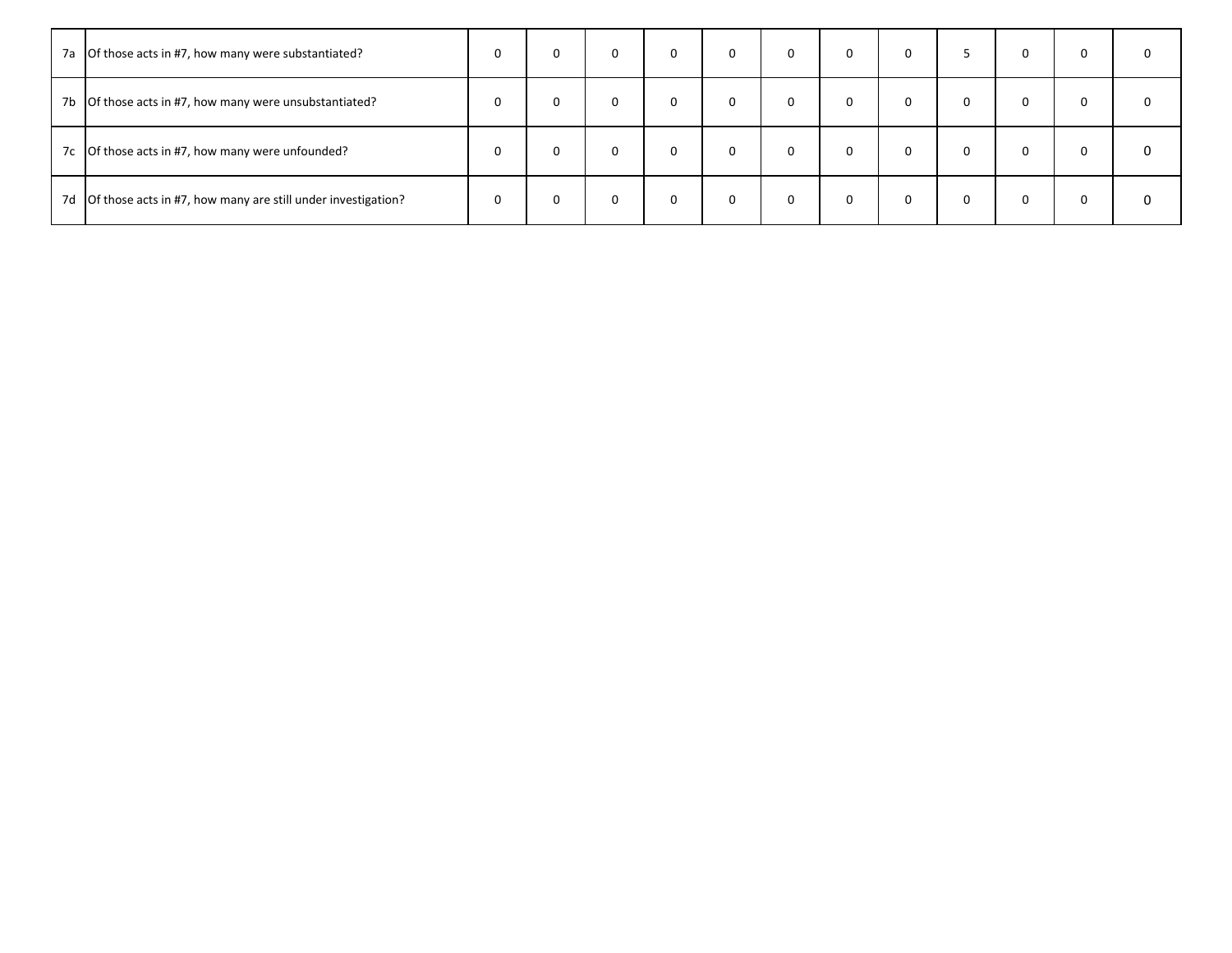| | | | | | | | | | | | | | |
|---|---|---|---|---|---|---|---|---|---|---|---|---|---|
| 7a | Of those acts in #7, how many were substantiated? | 0 | 0 | 0 | 0 | 0 | 0 | 0 | 0 | 5 | 0 | 0 | 0 |
| 7b | Of those acts in #7, how many were unsubstantiated? | 0 | 0 | 0 | 0 | 0 | 0 | 0 | 0 | 0 | 0 | 0 | 0 |
| 7c | Of those acts in #7, how many were unfounded? | 0 | 0 | 0 | 0 | 0 | 0 | 0 | 0 | 0 | 0 | 0 | 0 |
| 7d | Of those acts in #7, how many are still under investigation? | 0 | 0 | 0 | 0 | 0 | 0 | 0 | 0 | 0 | 0 | 0 | 0 |